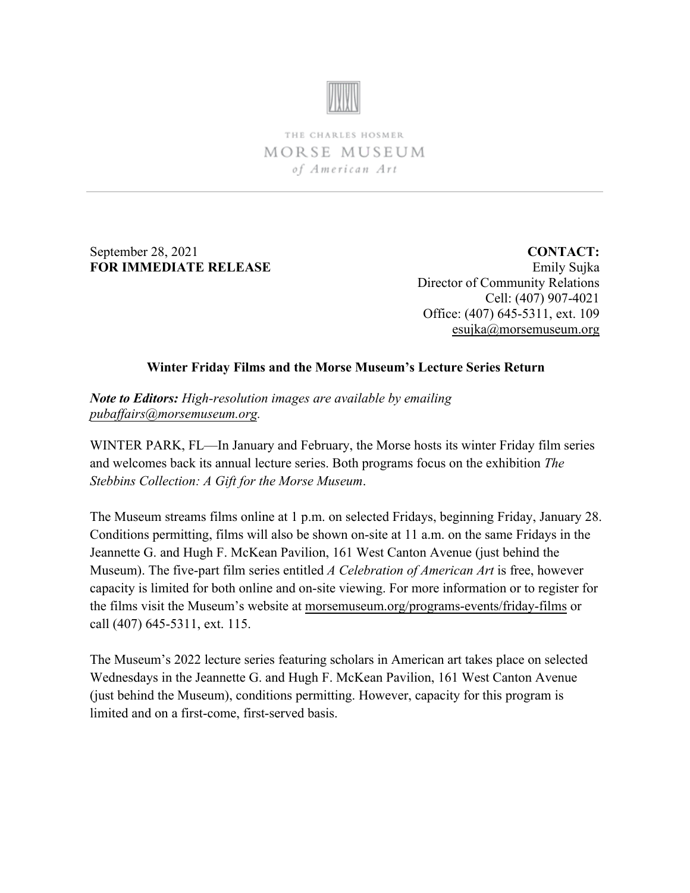THE CHARLES HOSMER
MORSE MUSEUM
*of American Art*

September 28, 2021
**FOR IMMEDIATE RELEASE**

**CONTACT:**
Emily Sujka
Director of Community Relations
Cell: (407) 907-4021
Office: (407) 645-5311, ext. 109
esujka@morsemuseum.org

**Winter Friday Films and the Morse Museum's Lecture Series Return**

***Note to Editors:*** *High-resolution images are available by emailing pubaffairs@morsemuseum.org.*

WINTER PARK, FL—In January and February, the Morse hosts its winter Friday film series and welcomes back its annual lecture series. Both programs focus on the exhibition *The Stebbins Collection: A Gift for the Morse Museum*.

The Museum streams films online at 1 p.m. on selected Fridays, beginning Friday, January 28. Conditions permitting, films will also be shown on-site at 11 a.m. on the same Fridays in the Jeannette G. and Hugh F. McKean Pavilion, 161 West Canton Avenue (just behind the Museum). The five-part film series entitled *A Celebration of American Art* is free, however capacity is limited for both online and on-site viewing. For more information or to register for the films visit the Museum's website at morsemuseum.org/programs-events/friday-films or call (407) 645-5311, ext. 115.

The Museum's 2022 lecture series featuring scholars in American art takes place on selected Wednesdays in the Jeannette G. and Hugh F. McKean Pavilion, 161 West Canton Avenue (just behind the Museum), conditions permitting. However, capacity for this program is limited and on a first-come, first-served basis.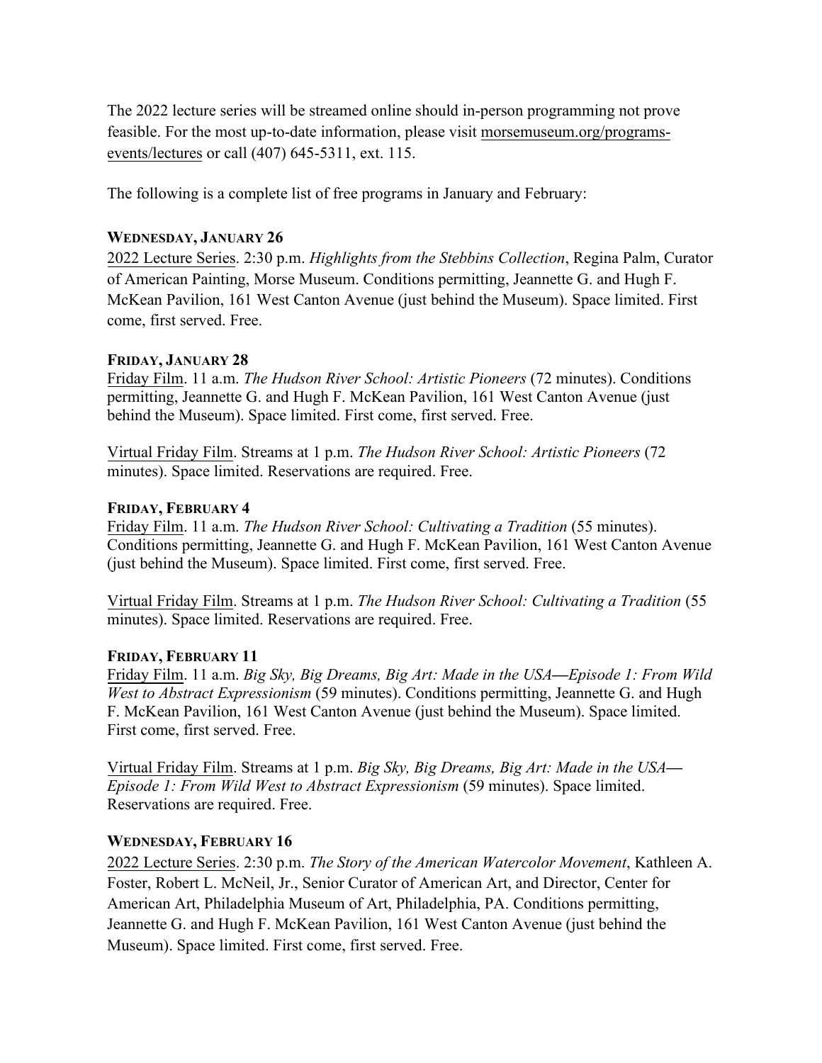The 2022 lecture series will be streamed online should in-person programming not prove feasible. For the most up-to-date information, please visit morsemuseum.org/programs-events/lectures or call (407) 645-5311, ext. 115.

The following is a complete list of free programs in January and February:

**WEDNESDAY, JANUARY 26**

2022 Lecture Series. 2:30 p.m. *Highlights from the Stebbins Collection*, Regina Palm, Curator of American Painting, Morse Museum. Conditions permitting, Jeannette G. and Hugh F. McKean Pavilion, 161 West Canton Avenue (just behind the Museum). Space limited. First come, first served. Free.

**FRIDAY, JANUARY 28**

Friday Film. 11 a.m. *The Hudson River School: Artistic Pioneers* (72 minutes). Conditions permitting, Jeannette G. and Hugh F. McKean Pavilion, 161 West Canton Avenue (just behind the Museum). Space limited. First come, first served. Free.

Virtual Friday Film. Streams at 1 p.m. *The Hudson River School: Artistic Pioneers* (72 minutes). Space limited. Reservations are required. Free.

**FRIDAY, FEBRUARY 4**

Friday Film. 11 a.m. *The Hudson River School: Cultivating a Tradition* (55 minutes). Conditions permitting, Jeannette G. and Hugh F. McKean Pavilion, 161 West Canton Avenue (just behind the Museum). Space limited. First come, first served. Free.

Virtual Friday Film. Streams at 1 p.m. *The Hudson River School: Cultivating a Tradition* (55 minutes). Space limited. Reservations are required. Free.

**FRIDAY, FEBRUARY 11**

Friday Film. 11 a.m. *Big Sky, Big Dreams, Big Art: Made in the USA—Episode 1: From Wild West to Abstract Expressionism* (59 minutes). Conditions permitting, Jeannette G. and Hugh F. McKean Pavilion, 161 West Canton Avenue (just behind the Museum). Space limited. First come, first served. Free.

Virtual Friday Film. Streams at 1 p.m. *Big Sky, Big Dreams, Big Art: Made in the USA—Episode 1: From Wild West to Abstract Expressionism* (59 minutes). Space limited. Reservations are required. Free.

**WEDNESDAY, FEBRUARY 16**

2022 Lecture Series. 2:30 p.m. *The Story of the American Watercolor Movement*, Kathleen A. Foster, Robert L. McNeil, Jr., Senior Curator of American Art, and Director, Center for American Art, Philadelphia Museum of Art, Philadelphia, PA. Conditions permitting, Jeannette G. and Hugh F. McKean Pavilion, 161 West Canton Avenue (just behind the Museum). Space limited. First come, first served. Free.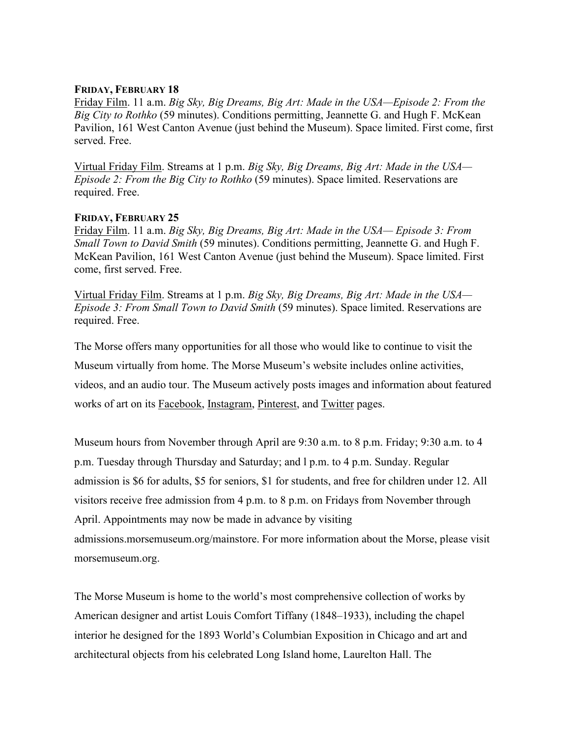**FRIDAY, FEBRUARY 18**

Friday Film. 11 a.m. *Big Sky, Big Dreams, Big Art: Made in the USA—Episode 2: From the Big City to Rothko* (59 minutes). Conditions permitting, Jeannette G. and Hugh F. McKean Pavilion, 161 West Canton Avenue (just behind the Museum). Space limited. First come, first served. Free.

Virtual Friday Film. Streams at 1 p.m. *Big Sky, Big Dreams, Big Art: Made in the USA—Episode 2: From the Big City to Rothko* (59 minutes). Space limited. Reservations are required. Free.

**FRIDAY, FEBRUARY 25**

Friday Film. 11 a.m. *Big Sky, Big Dreams, Big Art: Made in the USA— Episode 3: From Small Town to David Smith* (59 minutes). Conditions permitting, Jeannette G. and Hugh F. McKean Pavilion, 161 West Canton Avenue (just behind the Museum). Space limited. First come, first served. Free.

Virtual Friday Film. Streams at 1 p.m. *Big Sky, Big Dreams, Big Art: Made in the USA—Episode 3: From Small Town to David Smith* (59 minutes). Space limited. Reservations are required. Free.

The Morse offers many opportunities for all those who would like to continue to visit the Museum virtually from home. The Morse Museum's website includes online activities, videos, and an audio tour. The Museum actively posts images and information about featured works of art on its Facebook, Instagram, Pinterest, and Twitter pages.

Museum hours from November through April are 9:30 a.m. to 8 p.m. Friday; 9:30 a.m. to 4 p.m. Tuesday through Thursday and Saturday; and l p.m. to 4 p.m. Sunday. Regular admission is $6 for adults, $5 for seniors, $1 for students, and free for children under 12. All visitors receive free admission from 4 p.m. to 8 p.m. on Fridays from November through April. Appointments may now be made in advance by visiting admissions.morsemuseum.org/mainstore. For more information about the Morse, please visit morsemuseum.org.

The Morse Museum is home to the world's most comprehensive collection of works by American designer and artist Louis Comfort Tiffany (1848–1933), including the chapel interior he designed for the 1893 World's Columbian Exposition in Chicago and art and architectural objects from his celebrated Long Island home, Laurelton Hall. The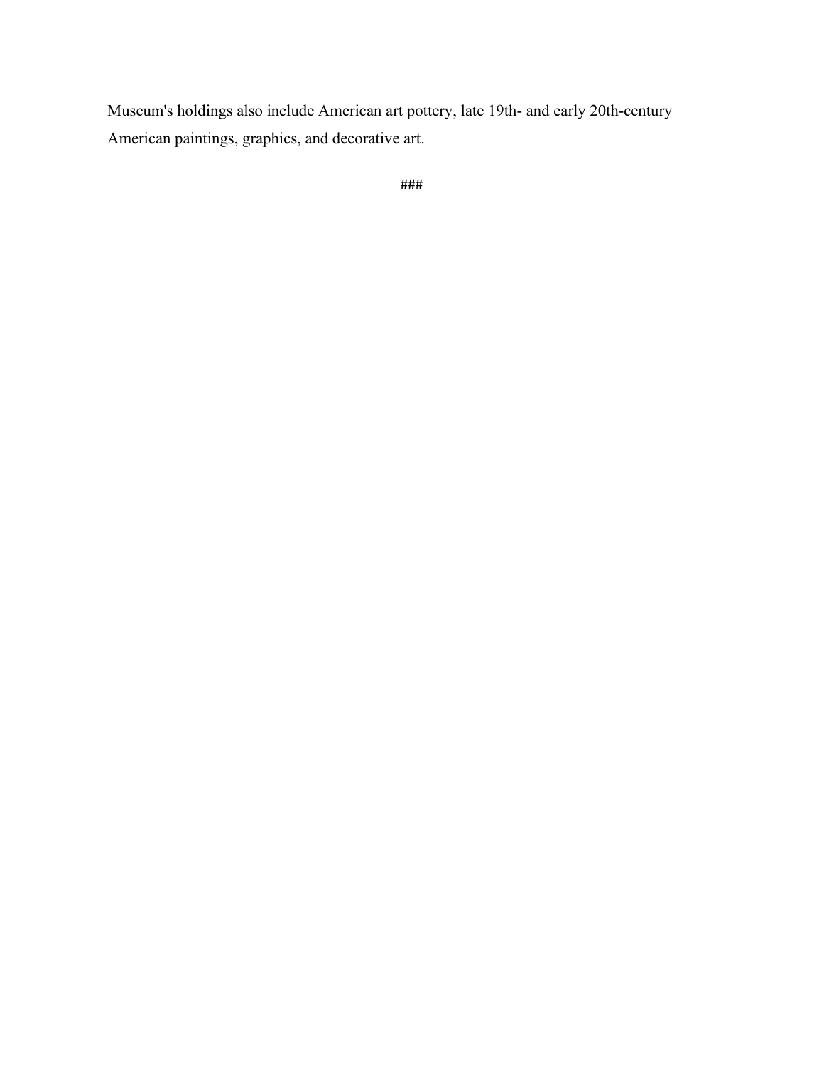Museum's holdings also include American art pottery, late 19th- and early 20th-century American paintings, graphics, and decorative art.

###